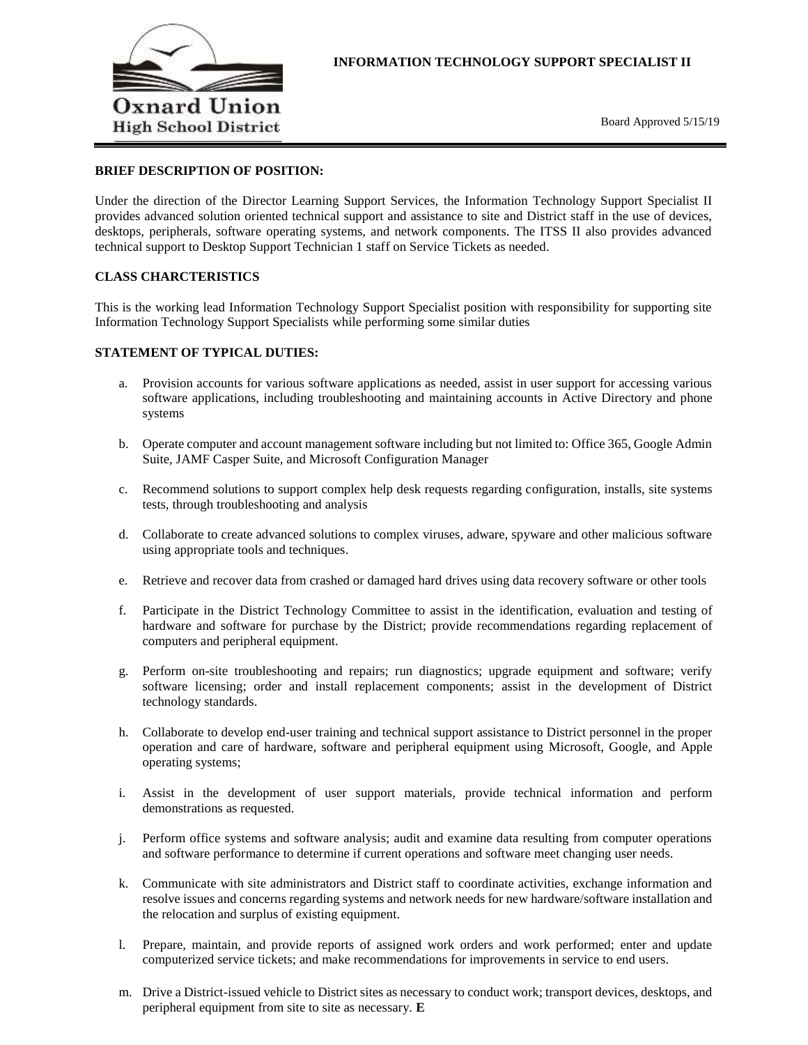Oxnard Union High School District

# INFORMATION TECHNOLOGY SUPPORT SPECIALIST II

Board Approved 5/15/19

**BRIEF DESCRIPTION OF POSITION:**

Under the direction of the Director Learning Support Services, the Information Technology Support Specialist II provides advanced solution oriented technical support and assistance to site and District staff in the use of devices, desktops, peripherals, software operating systems, and network components. The ITSS II also provides advanced technical support to Desktop Support Technician 1 staff on Service Tickets as needed.

**CLASS CHARCTERISTICS**

This is the working lead Information Technology Support Specialist position with responsibility for supporting site Information Technology Support Specialists while performing some similar duties

**STATEMENT OF TYPICAL DUTIES:**

a. Provision accounts for various software applications as needed, assist in user support for accessing various software applications, including troubleshooting and maintaining accounts in Active Directory and phone systems

b. Operate computer and account management software including but not limited to: Office 365, Google Admin Suite, JAMF Casper Suite, and Microsoft Configuration Manager

c. Recommend solutions to support complex help desk requests regarding configuration, installs, site systems tests, through troubleshooting and analysis

d. Collaborate to create advanced solutions to complex viruses, adware, spyware and other malicious software using appropriate tools and techniques.

e. Retrieve and recover data from crashed or damaged hard drives using data recovery software or other tools

f. Participate in the District Technology Committee to assist in the identification, evaluation and testing of hardware and software for purchase by the District; provide recommendations regarding replacement of computers and peripheral equipment.

g. Perform on-site troubleshooting and repairs; run diagnostics; upgrade equipment and software; verify software licensing; order and install replacement components; assist in the development of District technology standards.

h. Collaborate to develop end-user training and technical support assistance to District personnel in the proper operation and care of hardware, software and peripheral equipment using Microsoft, Google, and Apple operating systems;

i. Assist in the development of user support materials, provide technical information and perform demonstrations as requested.

j. Perform office systems and software analysis; audit and examine data resulting from computer operations and software performance to determine if current operations and software meet changing user needs.

k. Communicate with site administrators and District staff to coordinate activities, exchange information and resolve issues and concerns regarding systems and network needs for new hardware/software installation and the relocation and surplus of existing equipment.

l. Prepare, maintain, and provide reports of assigned work orders and work performed; enter and update computerized service tickets; and make recommendations for improvements in service to end users.

m. Drive a District-issued vehicle to District sites as necessary to conduct work; transport devices, desktops, and peripheral equipment from site to site as necessary. **E**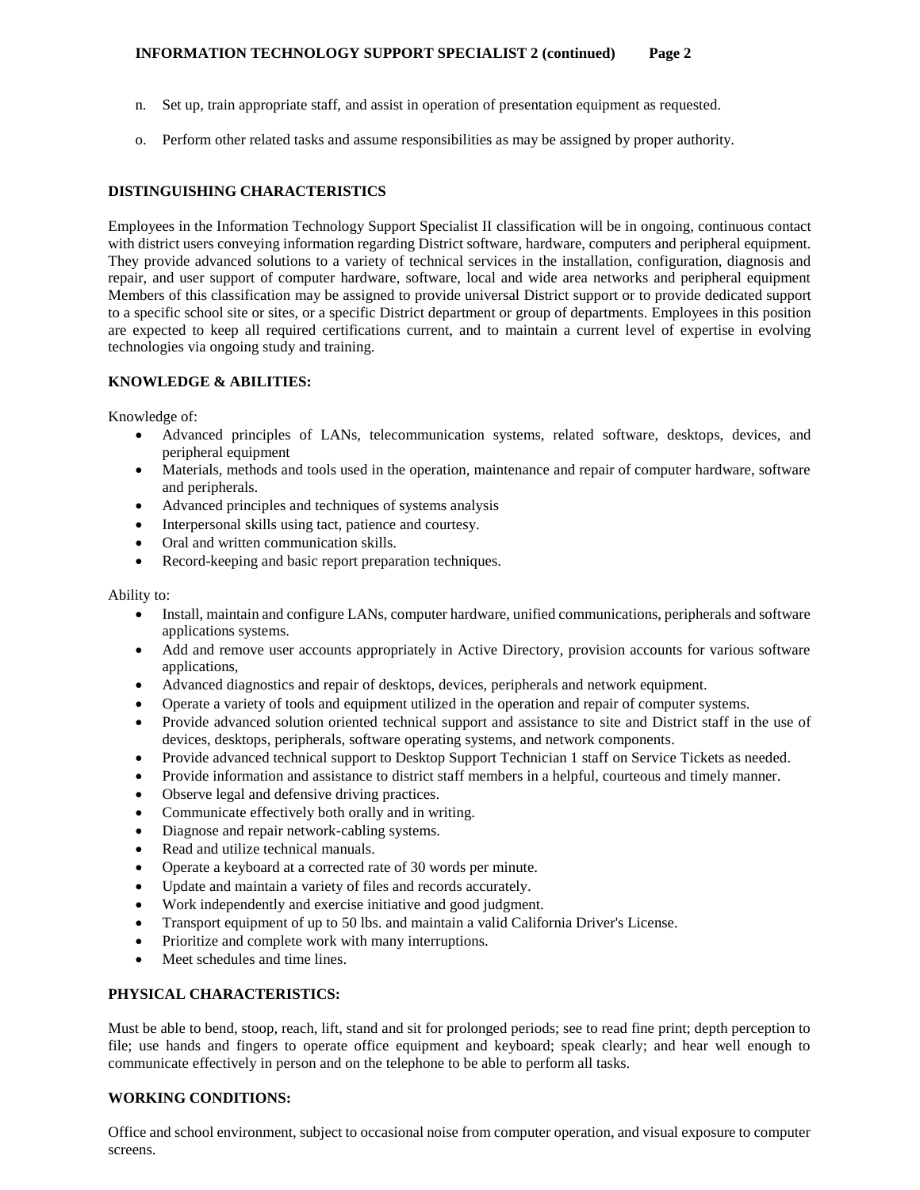n. Set up, train appropriate staff, and assist in operation of presentation equipment as requested.

o. Perform other related tasks and assume responsibilities as may be assigned by proper authority.

## DISTINGUISHING CHARACTERISTICS

Employees in the Information Technology Support Specialist II classification will be in ongoing, continuous contact with district users conveying information regarding District software, hardware, computers and peripheral equipment. They provide advanced solutions to a variety of technical services in the installation, configuration, diagnosis and repair, and user support of computer hardware, software, local and wide area networks and peripheral equipment Members of this classification may be assigned to provide universal District support or to provide dedicated support to a specific school site or sites, or a specific District department or group of departments. Employees in this position are expected to keep all required certifications current, and to maintain a current level of expertise in evolving technologies via ongoing study and training.

## KNOWLEDGE & ABILITIES:

Knowledge of:

- Advanced principles of LANs, telecommunication systems, related software, desktops, devices, and peripheral equipment
- Materials, methods and tools used in the operation, maintenance and repair of computer hardware, software and peripherals.
- Advanced principles and techniques of systems analysis
- Interpersonal skills using tact, patience and courtesy.
- Oral and written communication skills.
- Record-keeping and basic report preparation techniques.

Ability to:

- Install, maintain and configure LANs, computer hardware, unified communications, peripherals and software applications systems.
- Add and remove user accounts appropriately in Active Directory, provision accounts for various software applications,
- Advanced diagnostics and repair of desktops, devices, peripherals and network equipment.
- Operate a variety of tools and equipment utilized in the operation and repair of computer systems.
- Provide advanced solution oriented technical support and assistance to site and District staff in the use of devices, desktops, peripherals, software operating systems, and network components.
- Provide advanced technical support to Desktop Support Technician 1 staff on Service Tickets as needed.
- Provide information and assistance to district staff members in a helpful, courteous and timely manner.
- Observe legal and defensive driving practices.
- Communicate effectively both orally and in writing.
- Diagnose and repair network-cabling systems.
- Read and utilize technical manuals.
- Operate a keyboard at a corrected rate of 30 words per minute.
- Update and maintain a variety of files and records accurately.
- Work independently and exercise initiative and good judgment.
- Transport equipment of up to 50 lbs. and maintain a valid California Driver's License.
- Prioritize and complete work with many interruptions.
- Meet schedules and time lines.

## PHYSICAL CHARACTERISTICS:

Must be able to bend, stoop, reach, lift, stand and sit for prolonged periods; see to read fine print; depth perception to file; use hands and fingers to operate office equipment and keyboard; speak clearly; and hear well enough to communicate effectively in person and on the telephone to be able to perform all tasks.

## WORKING CONDITIONS:

Office and school environment, subject to occasional noise from computer operation, and visual exposure to computer screens.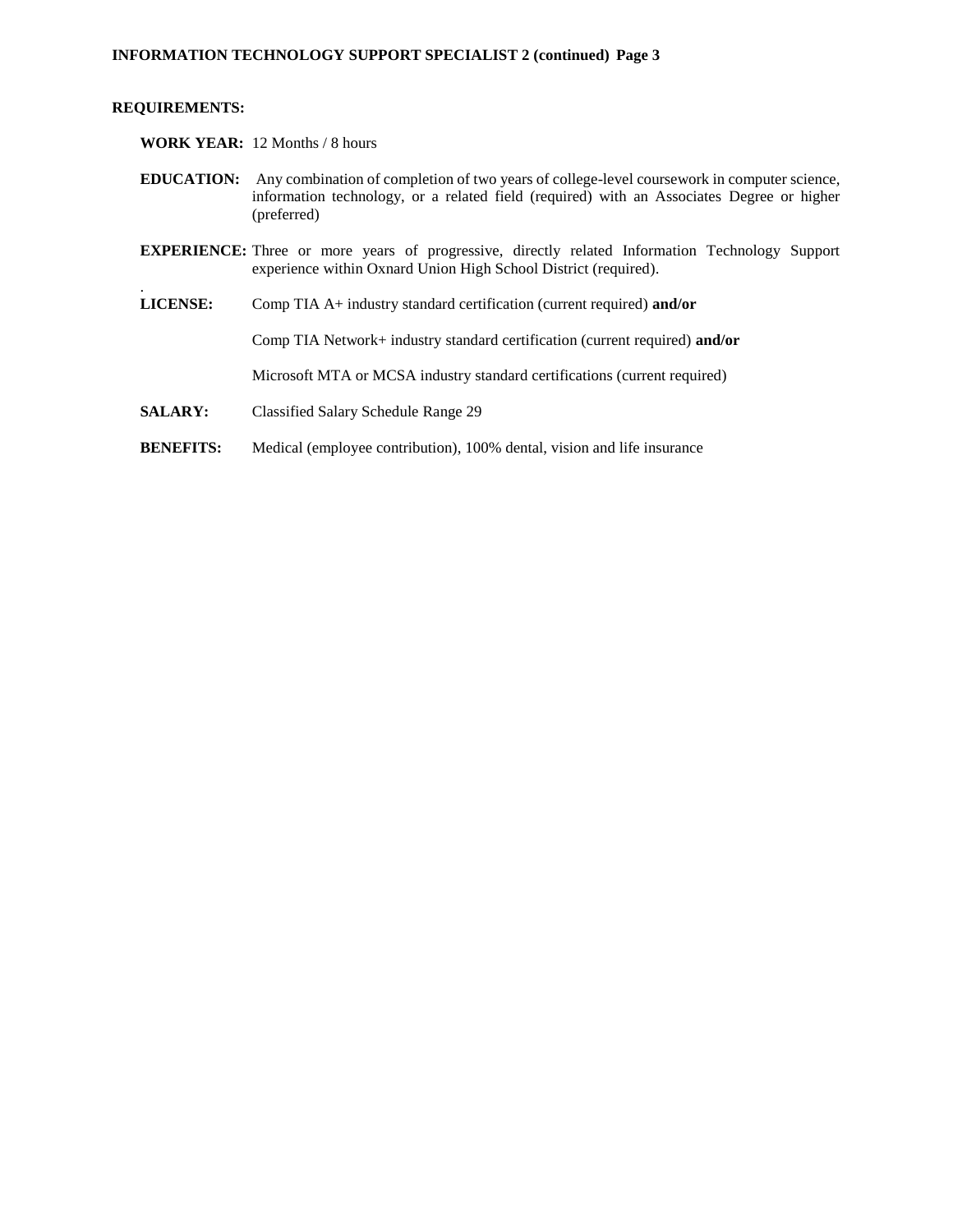## REQUIREMENTS:

**WORK YEAR:** 12 Months / 8 hours

**EDUCATION:** Any combination of completion of two years of college-level coursework in computer science, information technology, or a related field (required) with an Associates Degree or higher (preferred)

**EXPERIENCE:** Three or more years of progressive, directly related Information Technology Support experience within Oxnard Union High School District (required).

**LICENSE:** Comp TIA A+ industry standard certification (current required) **and/or**

Comp TIA Network+ industry standard certification (current required) **and/or**

Microsoft MTA or MCSA industry standard certifications (current required)

**SALARY:** Classified Salary Schedule Range 29

**BENEFITS:** Medical (employee contribution), 100% dental, vision and life insurance